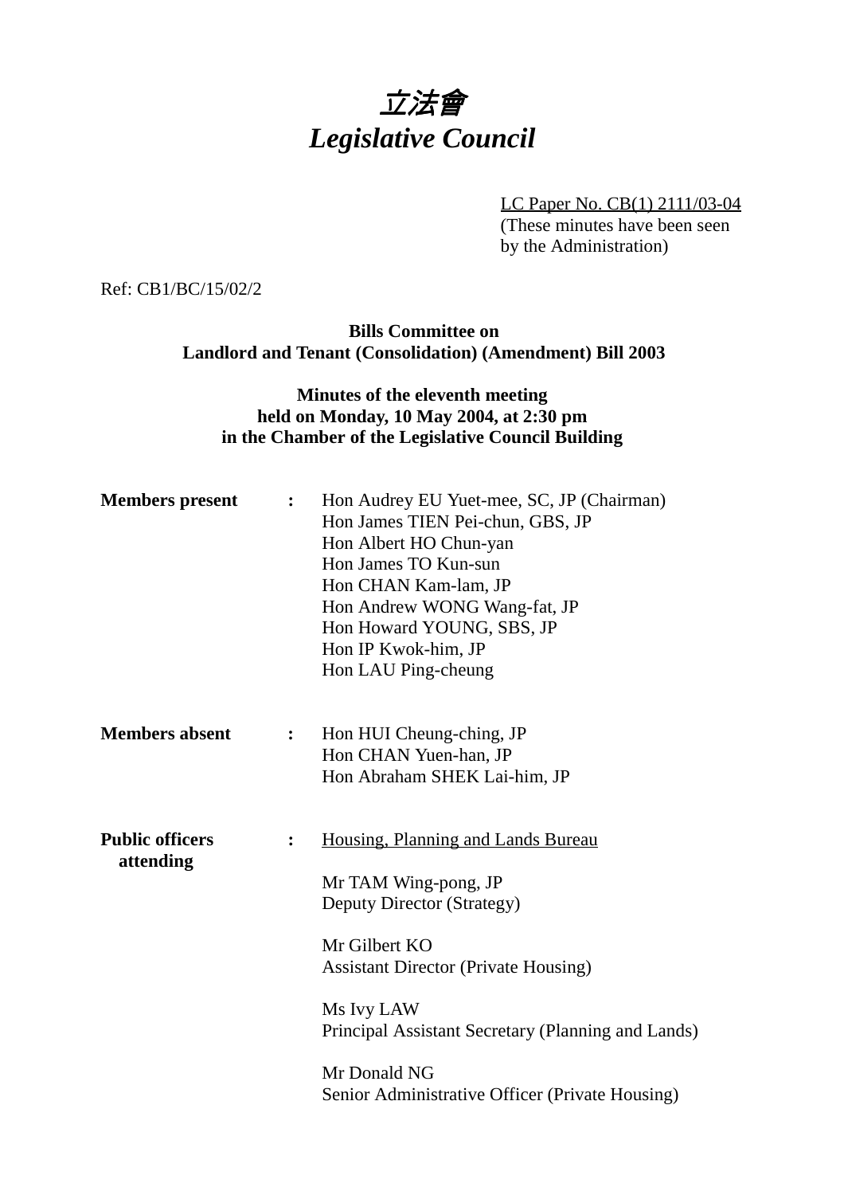# *立法會*
# *Legislative Council*

LC Paper No. CB(1) 2111/03-04
(These minutes have been seen by the Administration)

Ref: CB1/BC/15/02/2

**Bills Committee on**
**Landlord and Tenant (Consolidation) (Amendment) Bill 2003**

**Minutes of the eleventh meeting**
**held on Monday, 10 May 2004, at 2:30 pm**
**in the Chamber of the Legislative Council Building**

**Members present** :
Hon Audrey EU Yuet-mee, SC, JP (Chairman)
Hon James TIEN Pei-chun, GBS, JP
Hon Albert HO Chun-yan
Hon James TO Kun-sun
Hon CHAN Kam-lam, JP
Hon Andrew WONG Wang-fat, JP
Hon Howard YOUNG, SBS, JP
Hon IP Kwok-him, JP
Hon LAU Ping-cheung

**Members absent** :
Hon HUI Cheung-ching, JP
Hon CHAN Yuen-han, JP
Hon Abraham SHEK Lai-him, JP

**Public officers attending** :
Housing, Planning and Lands Bureau

Mr TAM Wing-pong, JP
Deputy Director (Strategy)

Mr Gilbert KO
Assistant Director (Private Housing)

Ms Ivy LAW
Principal Assistant Secretary (Planning and Lands)

Mr Donald NG
Senior Administrative Officer (Private Housing)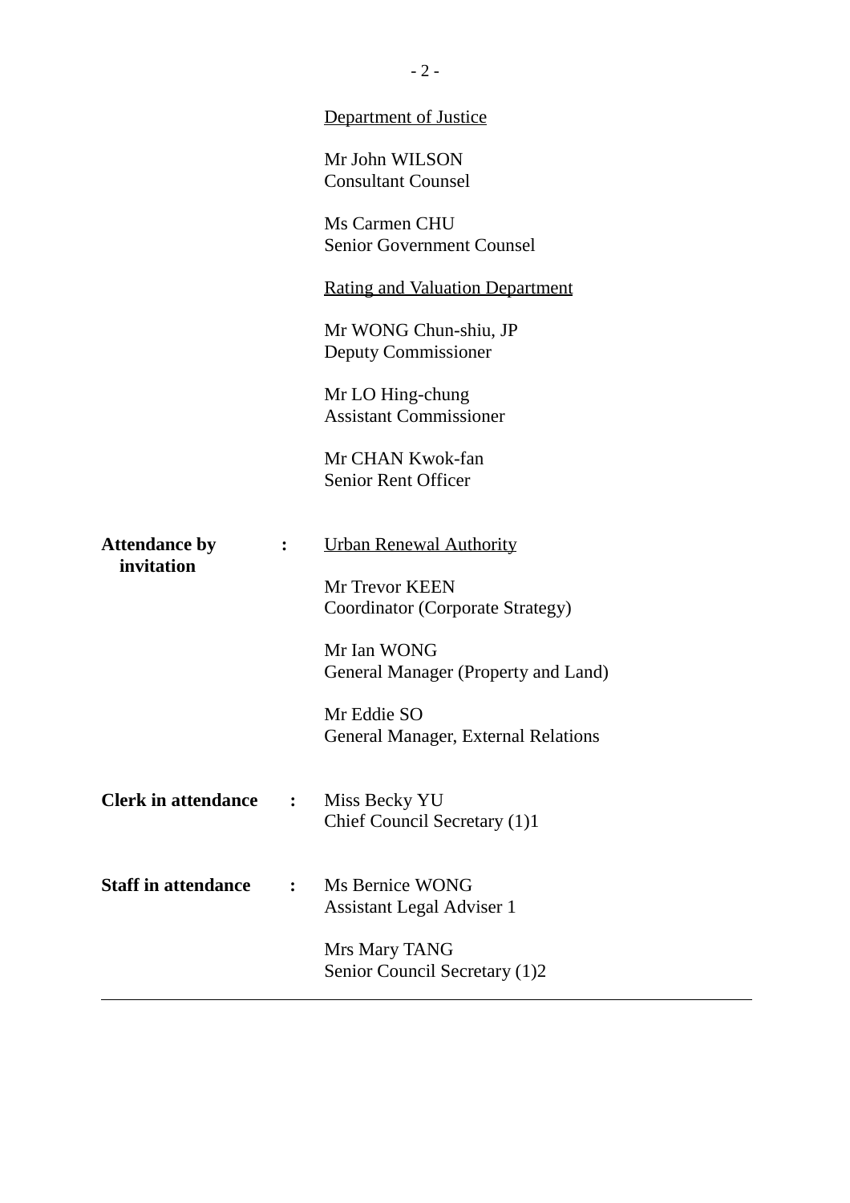Department of Justice

Mr John WILSON
Consultant Counsel

Ms Carmen CHU
Senior Government Counsel

Rating and Valuation Department

Mr WONG Chun-shiu, JP
Deputy Commissioner

Mr LO Hing-chung
Assistant Commissioner

Mr CHAN Kwok-fan
Senior Rent Officer

**Attendance by invitation** : Urban Renewal Authority

Mr Trevor KEEN
Coordinator (Corporate Strategy)

Mr Ian WONG
General Manager (Property and Land)

Mr Eddie SO
General Manager, External Relations

**Clerk in attendance** : Miss Becky YU
Chief Council Secretary (1)1

**Staff in attendance** : Ms Bernice WONG
Assistant Legal Adviser 1

Mrs Mary TANG
Senior Council Secretary (1)2

---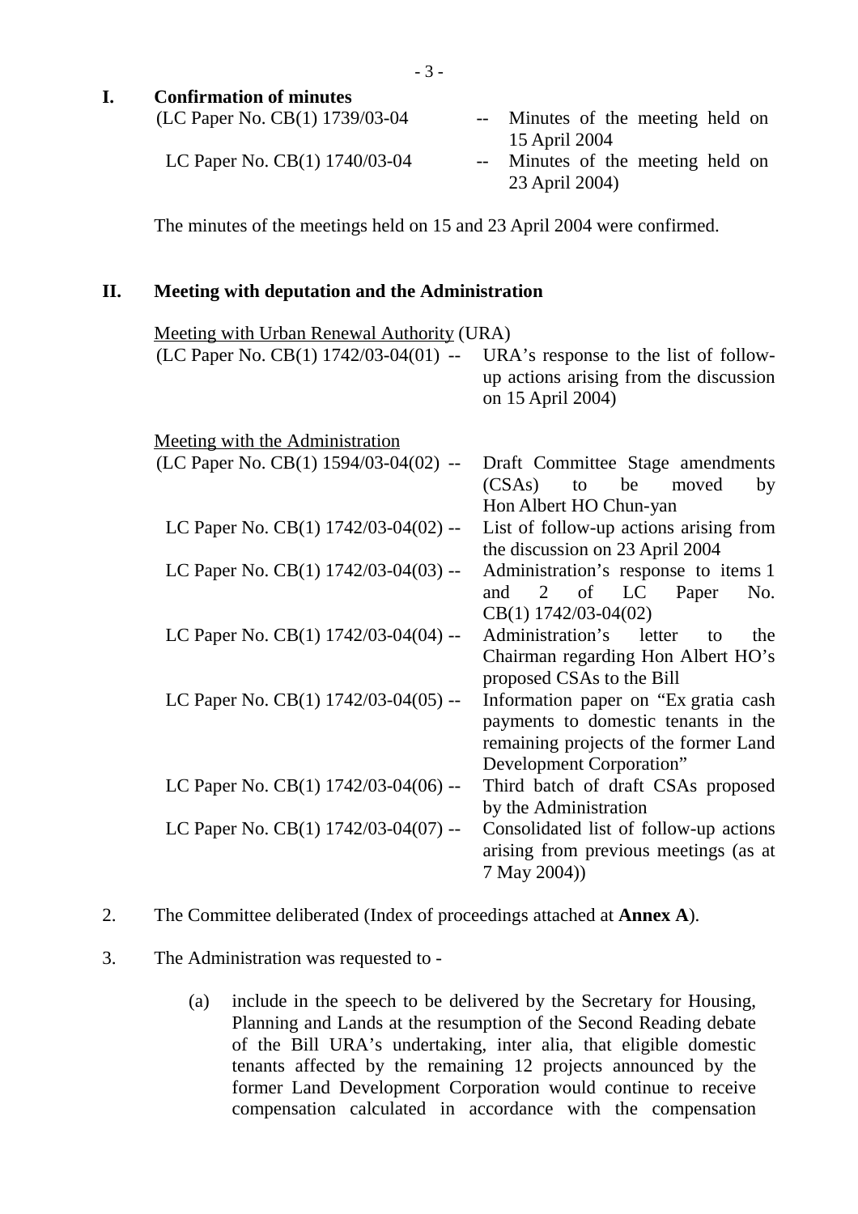## I. Confirmation of minutes

(LC Paper No. CB(1) 1739/03-04 -- Minutes of the meeting held on 15 April 2004

LC Paper No. CB(1) 1740/03-04 -- Minutes of the meeting held on 23 April 2004)

The minutes of the meetings held on 15 and 23 April 2004 were confirmed.

## II. Meeting with deputation and the Administration

Meeting with Urban Renewal Authority (URA)

(LC Paper No. CB(1) 1742/03-04(01) -- URA's response to the list of follow-up actions arising from the discussion on 15 April 2004)

Meeting with the Administration

(LC Paper No. CB(1) 1594/03-04(02) -- Draft Committee Stage amendments (CSAs) to be moved by Hon Albert HO Chun-yan

LC Paper No. CB(1) 1742/03-04(02) -- List of follow-up actions arising from the discussion on 23 April 2004

LC Paper No. CB(1) 1742/03-04(03) -- Administration's response to items 1 and 2 of LC Paper No. CB(1) 1742/03-04(02)

LC Paper No. CB(1) 1742/03-04(04) -- Administration's letter to the Chairman regarding Hon Albert HO's proposed CSAs to the Bill

LC Paper No. CB(1) 1742/03-04(05) -- Information paper on "Ex gratia cash payments to domestic tenants in the remaining projects of the former Land Development Corporation"

LC Paper No. CB(1) 1742/03-04(06) -- Third batch of draft CSAs proposed by the Administration

LC Paper No. CB(1) 1742/03-04(07) -- Consolidated list of follow-up actions arising from previous meetings (as at 7 May 2004))

2. The Committee deliberated (Index of proceedings attached at **Annex A**).

3. The Administration was requested to -

   (a) include in the speech to be delivered by the Secretary for Housing, Planning and Lands at the resumption of the Second Reading debate of the Bill URA's undertaking, inter alia, that eligible domestic tenants affected by the remaining 12 projects announced by the former Land Development Corporation would continue to receive compensation calculated in accordance with the compensation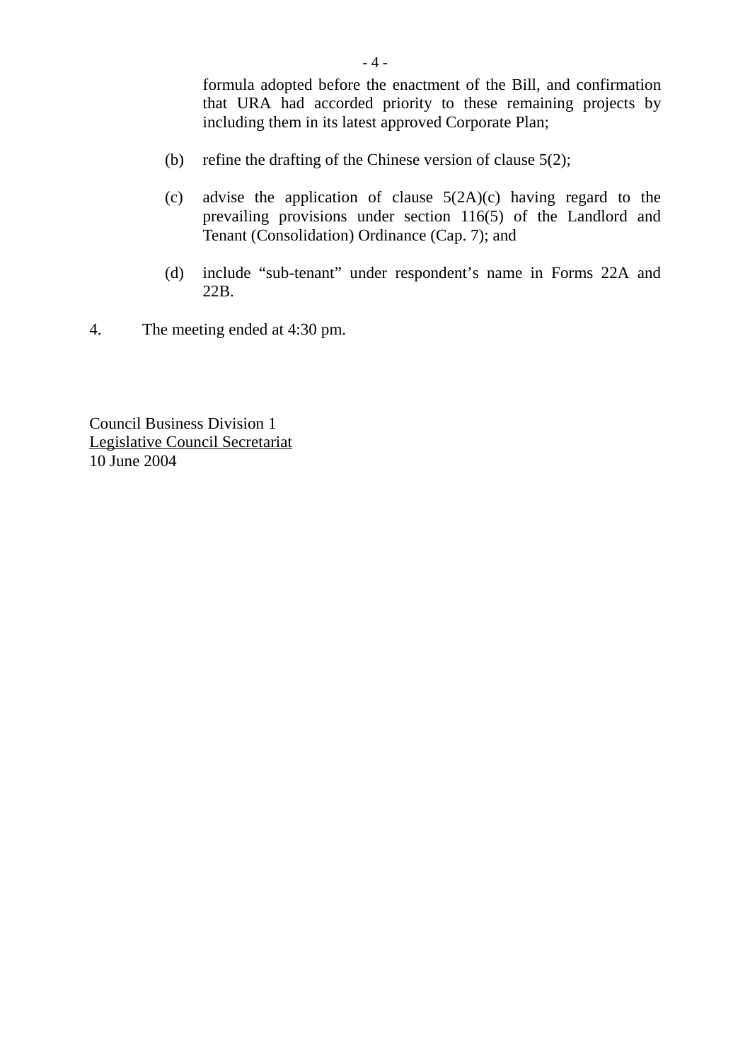formula adopted before the enactment of the Bill, and confirmation that URA had accorded priority to these remaining projects by including them in its latest approved Corporate Plan;

(b) refine the drafting of the Chinese version of clause 5(2);

(c) advise the application of clause 5(2A)(c) having regard to the prevailing provisions under section 116(5) of the Landlord and Tenant (Consolidation) Ordinance (Cap. 7); and

(d) include "sub-tenant" under respondent's name in Forms 22A and 22B.

4. The meeting ended at 4:30 pm.

Council Business Division 1
Legislative Council Secretariat
10 June 2004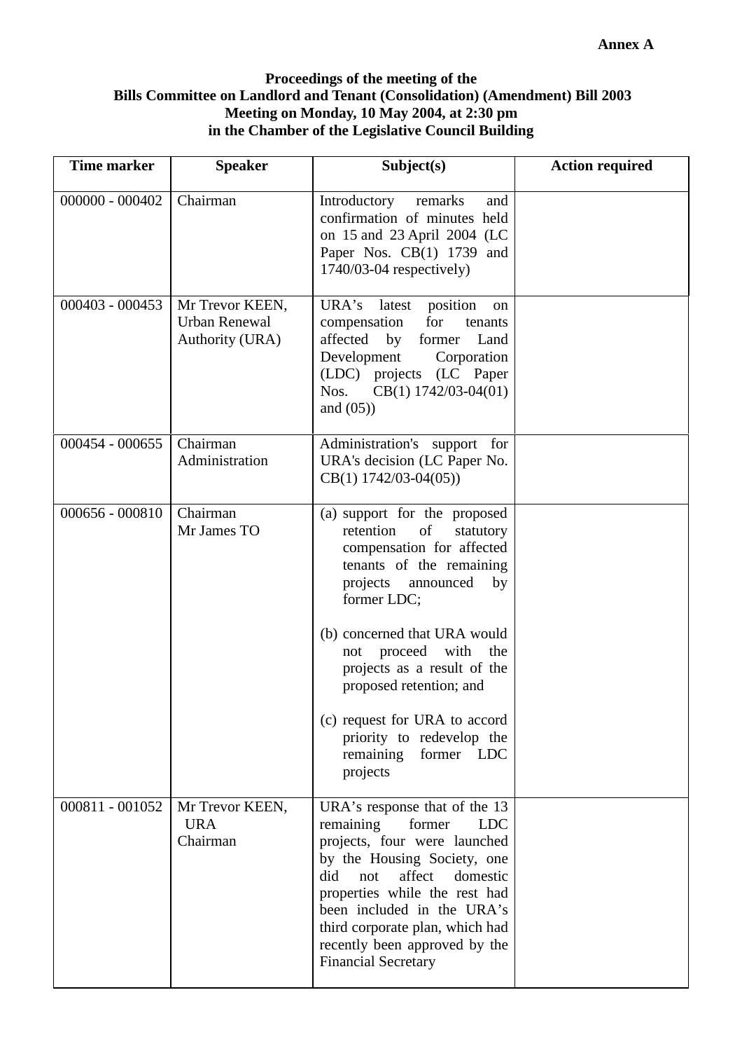**Annex A**

**Proceedings of the meeting of the**
**Bills Committee on Landlord and Tenant (Consolidation) (Amendment) Bill 2003**
**Meeting on Monday, 10 May 2004, at 2:30 pm**
**in the Chamber of the Legislative Council Building**

| Time marker | Speaker | Subject(s) | Action required |
|---|---|---|---|
| 000000 - 000402 | Chairman | Introductory remarks and confirmation of minutes held on 15 and 23 April 2004 (LC Paper Nos. CB(1) 1739 and 1740/03-04 respectively) | |
| 000403 - 000453 | Mr Trevor KEEN, Urban Renewal Authority (URA) | URA's latest position on compensation for tenants affected by former Land Development Corporation (LDC) projects (LC Paper Nos. CB(1) 1742/03-04(01) and (05)) | |
| 000454 - 000655 | Chairman<br>Administration | Administration's support for URA's decision (LC Paper No. CB(1) 1742/03-04(05)) | |
| 000656 - 000810 | Chairman<br>Mr James TO | (a) support for the proposed retention of statutory compensation for affected tenants of the remaining projects announced by former LDC;<br><br>(b) concerned that URA would not proceed with the projects as a result of the proposed retention; and<br><br>(c) request for URA to accord priority to redevelop the remaining former LDC projects | |
| 000811 - 001052 | Mr Trevor KEEN, URA<br>Chairman | URA's response that of the 13 remaining former LDC projects, four were launched by the Housing Society, one did not affect domestic properties while the rest had been included in the URA's third corporate plan, which had recently been approved by the Financial Secretary | |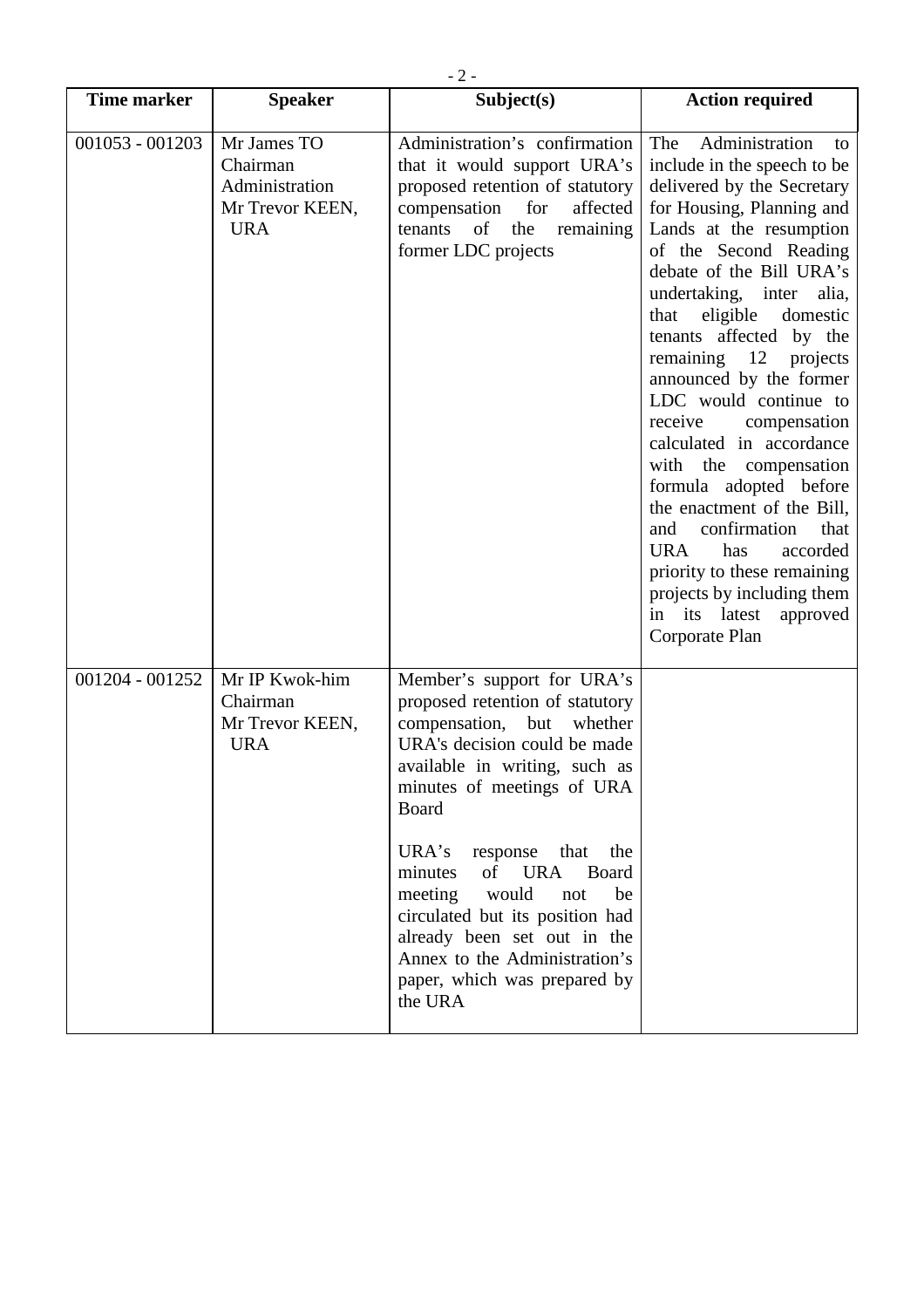| Time marker | Speaker | Subject(s) | Action required |
|---|---|---|---|
| 001053 - 001203 | Mr James TO<br>Chairman<br>Administration<br>Mr Trevor KEEN, URA | Administration's confirmation that it would support URA's proposed retention of statutory compensation for affected tenants of the remaining former LDC projects | The Administration to include in the speech to be delivered by the Secretary for Housing, Planning and Lands at the resumption of the Second Reading debate of the Bill URA's undertaking, inter alia, that eligible domestic tenants affected by the remaining 12 projects announced by the former LDC would continue to receive compensation calculated in accordance with the compensation formula adopted before the enactment of the Bill, and confirmation that URA has accorded priority to these remaining projects by including them in its latest approved Corporate Plan |
| 001204 - 001252 | Mr IP Kwok-him<br>Chairman<br>Mr Trevor KEEN, URA | Member's support for URA's proposed retention of statutory compensation, but whether URA's decision could be made available in writing, such as minutes of meetings of URA Board<br><br>URA's response that the minutes of URA Board meeting would not be circulated but its position had already been set out in the Annex to the Administration's paper, which was prepared by the URA | |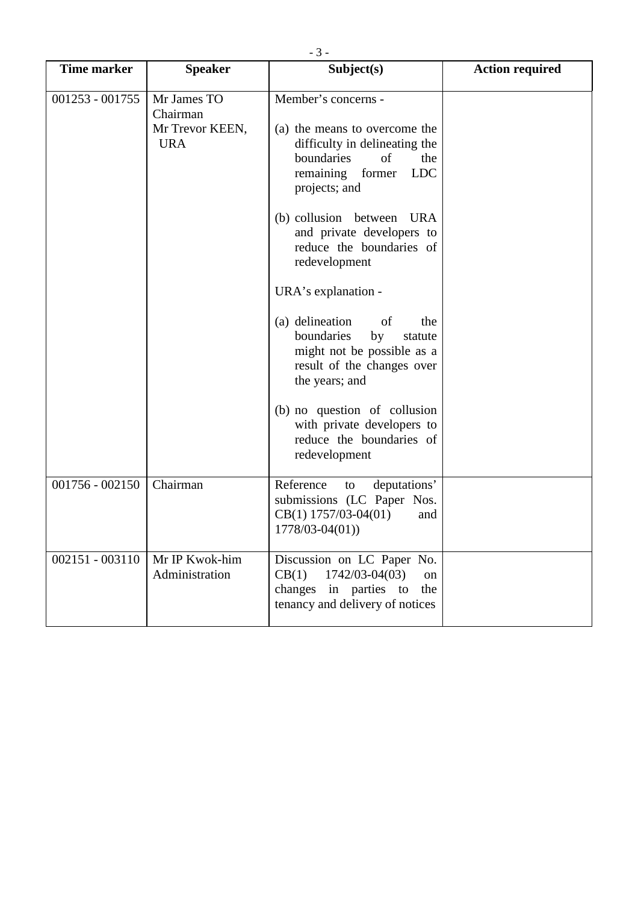| Time marker | Speaker | Subject(s) | Action required |
|---|---|---|---|
| 001253 - 001755 | Mr James TO<br>Chairman<br>Mr Trevor KEEN, URA | Member's concerns -<br><br>(a) the means to overcome the difficulty in delineating the boundaries of the remaining former LDC projects; and<br><br>(b) collusion between URA and private developers to reduce the boundaries of redevelopment<br><br>URA's explanation -<br><br>(a) delineation of the boundaries by statute might not be possible as a result of the changes over the years; and<br><br>(b) no question of collusion with private developers to reduce the boundaries of redevelopment | |
| 001756 - 002150 | Chairman | Reference to deputations' submissions (LC Paper Nos. CB(1) 1757/03-04(01) and 1778/03-04(01)) | |
| 002151 - 003110 | Mr IP Kwok-him<br>Administration | Discussion on LC Paper No. CB(1) 1742/03-04(03) on changes in parties to the tenancy and delivery of notices | |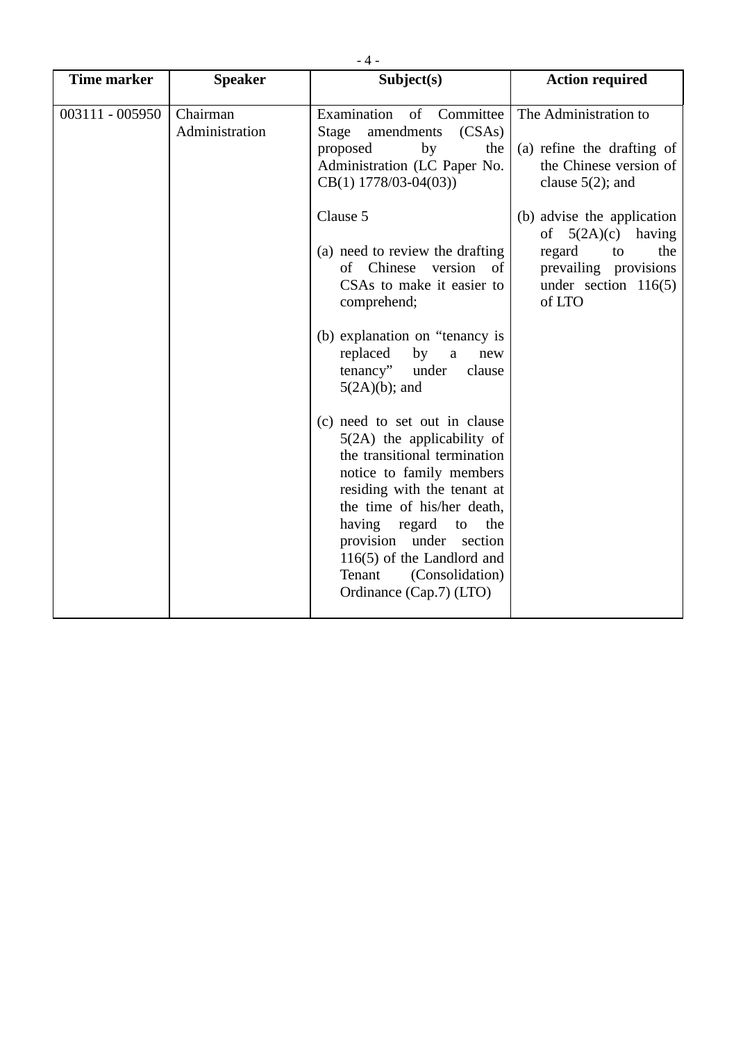| Time marker | Speaker | Subject(s) | Action required |
|---|---|---|---|
| 003111 - 005950 | Chairman<br>Administration | Examination of Committee Stage amendments (CSAs) proposed by the Administration (LC Paper No. CB(1) 1778/03-04(03))<br><br>Clause 5<br><br>(a) need to review the drafting of Chinese version of CSAs to make it easier to comprehend;<br><br>(b) explanation on "tenancy is replaced by a new tenancy" under clause 5(2A)(b); and<br><br>(c) need to set out in clause 5(2A) the applicability of the transitional termination notice to family members residing with the tenant at the time of his/her death, having regard to the provision under section 116(5) of the Landlord and Tenant (Consolidation) Ordinance (Cap.7) (LTO) | The Administration to<br><br>(a) refine the drafting of the Chinese version of clause 5(2); and<br><br>(b) advise the application of 5(2A)(c) having regard to the prevailing provisions under section 116(5) of LTO |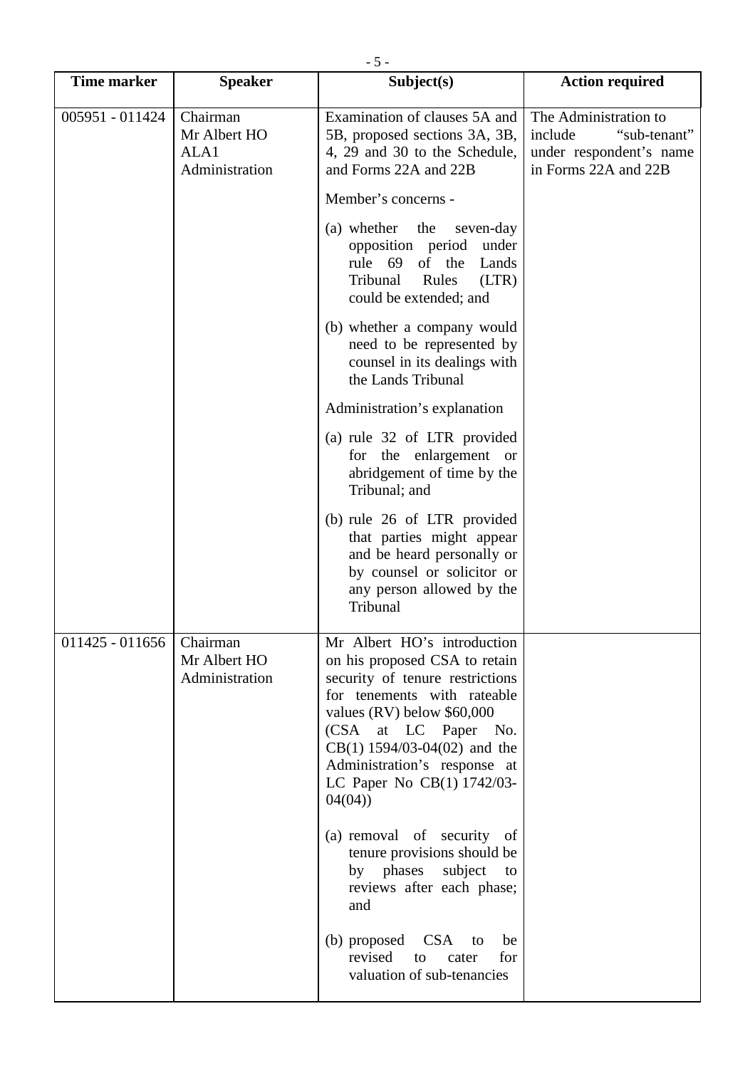| Time marker | Speaker | Subject(s) | Action required |
|---|---|---|---|
| 005951 - 011424 | Chairman<br>Mr Albert HO<br>ALA1<br>Administration | Examination of clauses 5A and 5B, proposed sections 3A, 3B, 4, 29 and 30 to the Schedule, and Forms 22A and 22B<br><br>Member's concerns -<br><br>(a) whether the seven-day opposition period under rule 69 of the Lands Tribunal Rules (LTR) could be extended; and<br><br>(b) whether a company would need to be represented by counsel in its dealings with the Lands Tribunal<br><br>Administration's explanation<br><br>(a) rule 32 of LTR provided for the enlargement or abridgement of time by the Tribunal; and<br><br>(b) rule 26 of LTR provided that parties might appear and be heard personally or by counsel or solicitor or any person allowed by the Tribunal | The Administration to include "sub-tenant" under respondent's name in Forms 22A and 22B |
| 011425 - 011656 | Chairman<br>Mr Albert HO<br>Administration | Mr Albert HO's introduction on his proposed CSA to retain security of tenure restrictions for tenements with rateable values (RV) below $60,000 (CSA at LC Paper No. CB(1) 1594/03-04(02) and the Administration's response at LC Paper No CB(1) 1742/03-04(04))<br><br>(a) removal of security of tenure provisions should be by phases subject to reviews after each phase; and<br><br>(b) proposed CSA to be revised to cater for valuation of sub-tenancies | |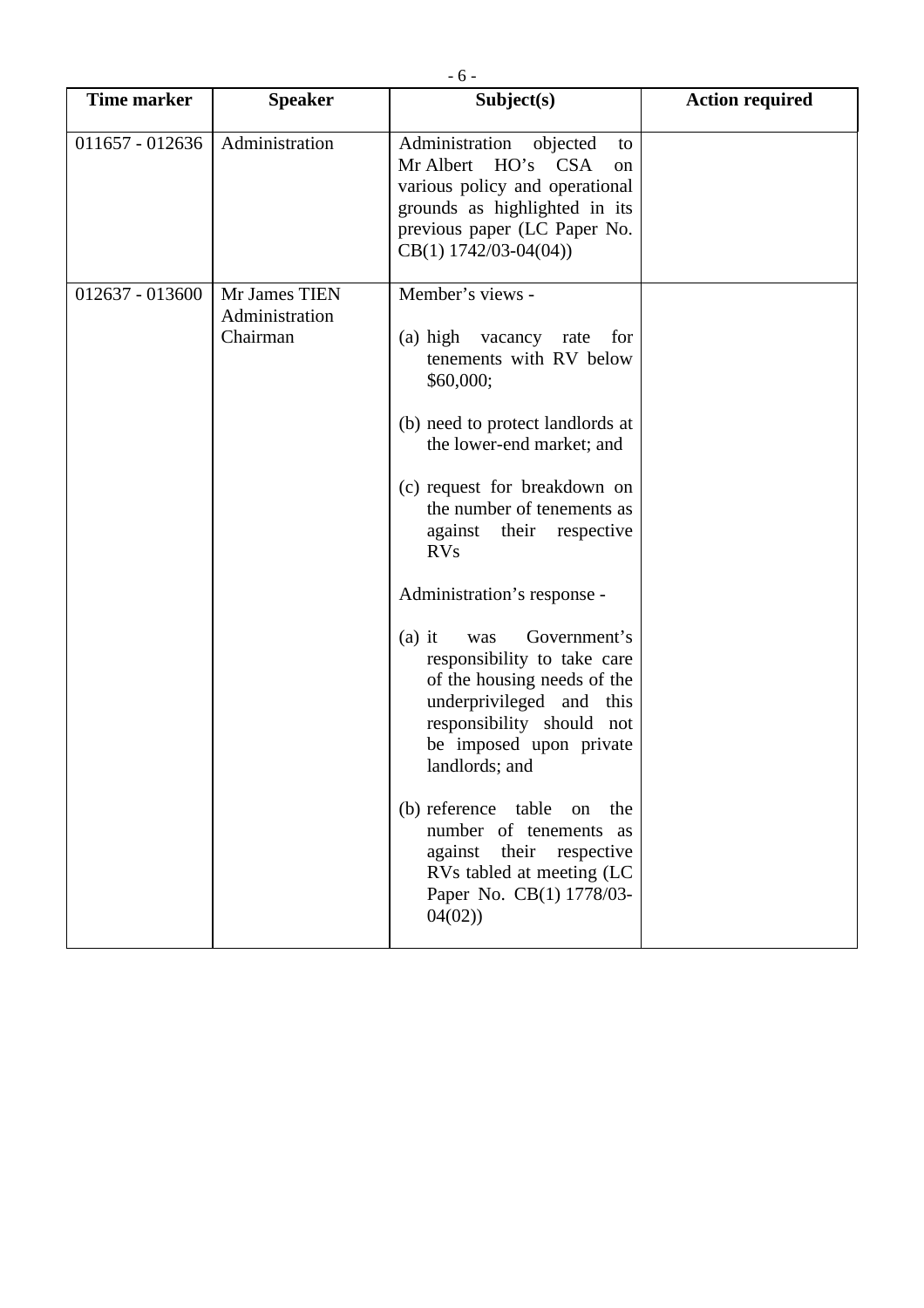| Time marker | Speaker | Subject(s) | Action required |
|---|---|---|---|
| 011657 - 012636 | Administration | Administration objected to Mr Albert HO's CSA on various policy and operational grounds as highlighted in its previous paper (LC Paper No. CB(1) 1742/03-04(04)) | |
| 012637 - 013600 | Mr James TIEN<br>Administration<br>Chairman | Member's views -<br><br>(a) high vacancy rate for tenements with RV below $60,000;<br><br>(b) need to protect landlords at the lower-end market; and<br><br>(c) request for breakdown on the number of tenements as against their respective RVs<br><br>Administration's response -<br><br>(a) it was Government's responsibility to take care of the housing needs of the underprivileged and this responsibility should not be imposed upon private landlords; and<br><br>(b) reference table on the number of tenements as against their respective RVs tabled at meeting (LC Paper No. CB(1) 1778/03-04(02)) | |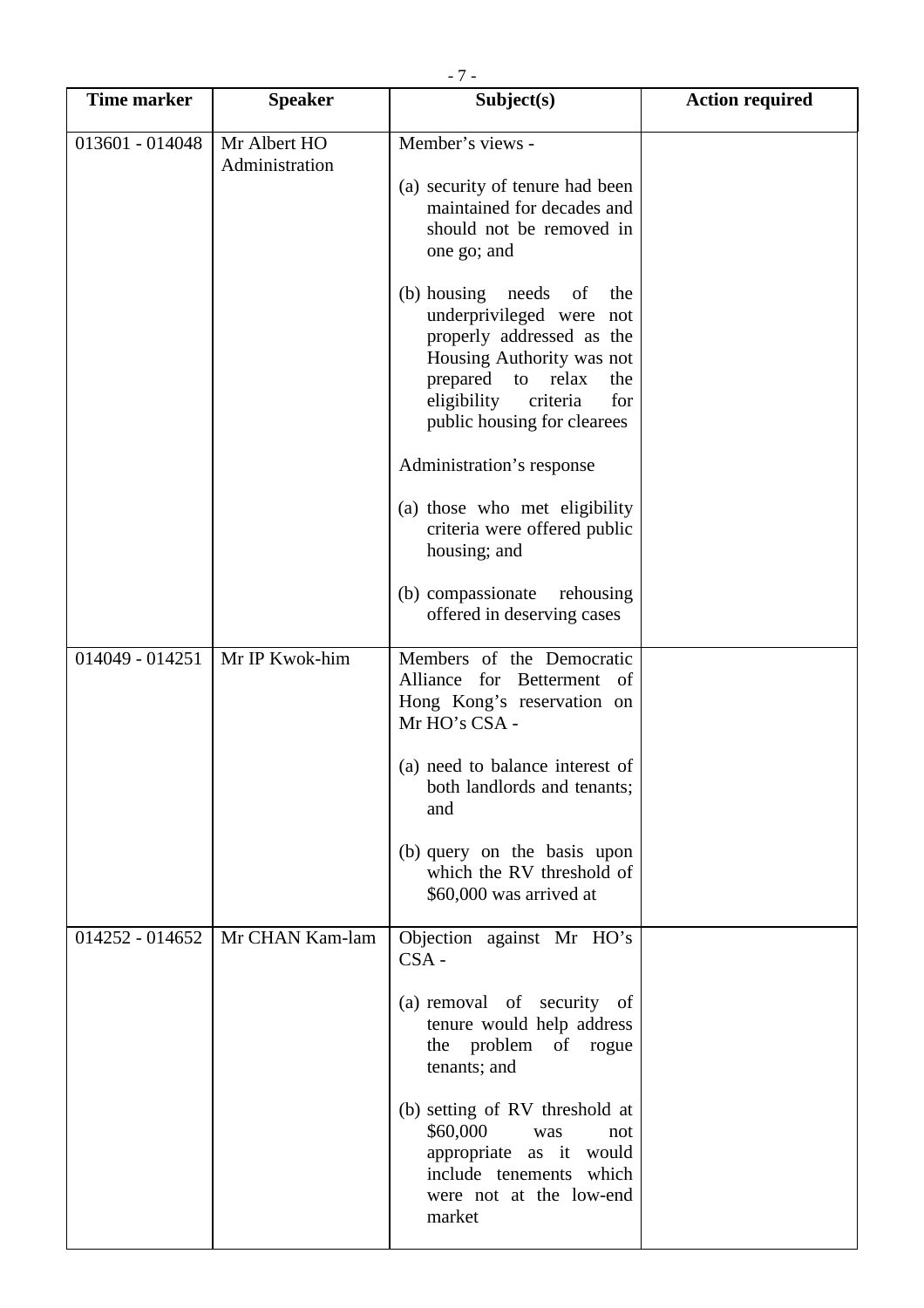| Time marker | Speaker | Subject(s) | Action required |
|---|---|---|---|
| 013601 - 014048 | Mr Albert HO<br>Administration | Member's views -<br><br>(a) security of tenure had been maintained for decades and should not be removed in one go; and<br><br>(b) housing needs of the underprivileged were not properly addressed as the Housing Authority was not prepared to relax the eligibility criteria for public housing for clearees<br><br>Administration's response<br><br>(a) those who met eligibility criteria were offered public housing; and<br><br>(b) compassionate rehousing offered in deserving cases | |
| 014049 - 014251 | Mr IP Kwok-him | Members of the Democratic Alliance for Betterment of Hong Kong's reservation on Mr HO's CSA -<br><br>(a) need to balance interest of both landlords and tenants; and<br><br>(b) query on the basis upon which the RV threshold of $60,000 was arrived at | |
| 014252 - 014652 | Mr CHAN Kam-lam | Objection against Mr HO's CSA -<br><br>(a) removal of security of tenure would help address the problem of rogue tenants; and<br><br>(b) setting of RV threshold at $60,000 was not appropriate as it would include tenements which were not at the low-end market | |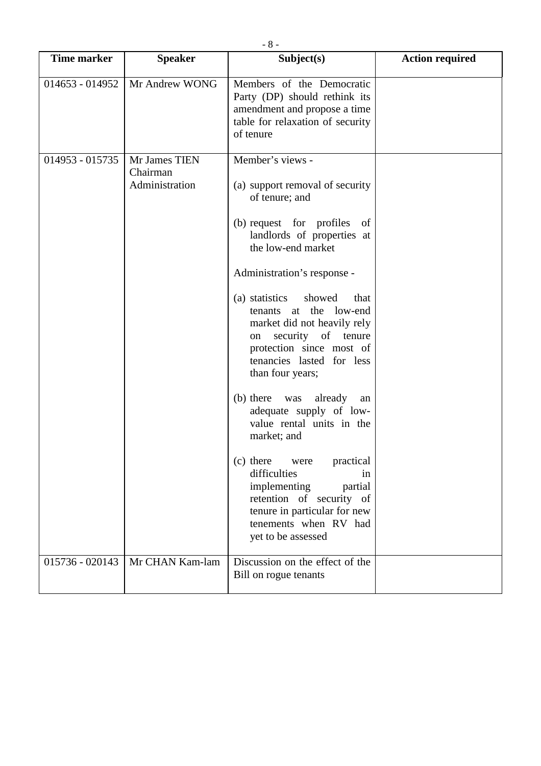| Time marker | Speaker | Subject(s) | Action required |
|---|---|---|---|
| 014653 - 014952 | Mr Andrew WONG | Members of the Democratic Party (DP) should rethink its amendment and propose a time table for relaxation of security of tenure | |
| 014953 - 015735 | Mr James TIEN<br>Chairman<br>Administration | Member's views -<br><br>(a) support removal of security of tenure; and<br><br>(b) request for profiles of landlords of properties at the low-end market<br><br>Administration's response -<br><br>(a) statistics showed that tenants at the low-end market did not heavily rely on security of tenure protection since most of tenancies lasted for less than four years;<br><br>(b) there was already an adequate supply of low-value rental units in the market; and<br><br>(c) there were practical difficulties in implementing partial retention of security of tenure in particular for new tenements when RV had yet to be assessed | |
| 015736 - 020143 | Mr CHAN Kam-lam | Discussion on the effect of the Bill on rogue tenants | |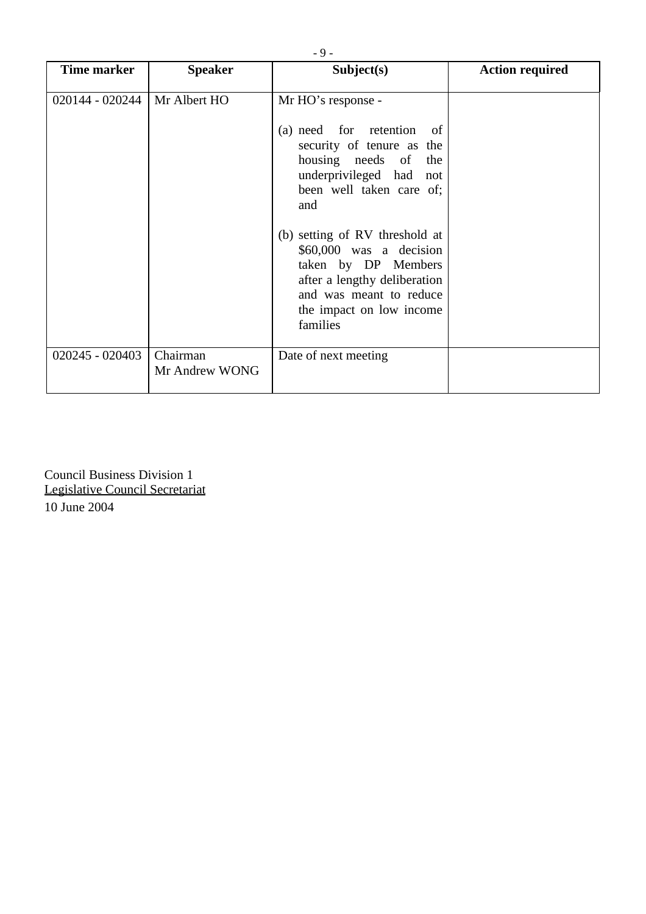| Time marker | Speaker | Subject(s) | Action required |
|---|---|---|---|
| 020144 - 020244 | Mr Albert HO | Mr HO's response -<br><br>(a) need for retention of security of tenure as the housing needs of the underprivileged had not been well taken care of; and<br><br>(b) setting of RV threshold at $60,000 was a decision taken by DP Members after a lengthy deliberation and was meant to reduce the impact on low income families | |
| 020245 - 020403 | Chairman<br>Mr Andrew WONG | Date of next meeting | |

Council Business Division 1
Legislative Council Secretariat
10 June 2004